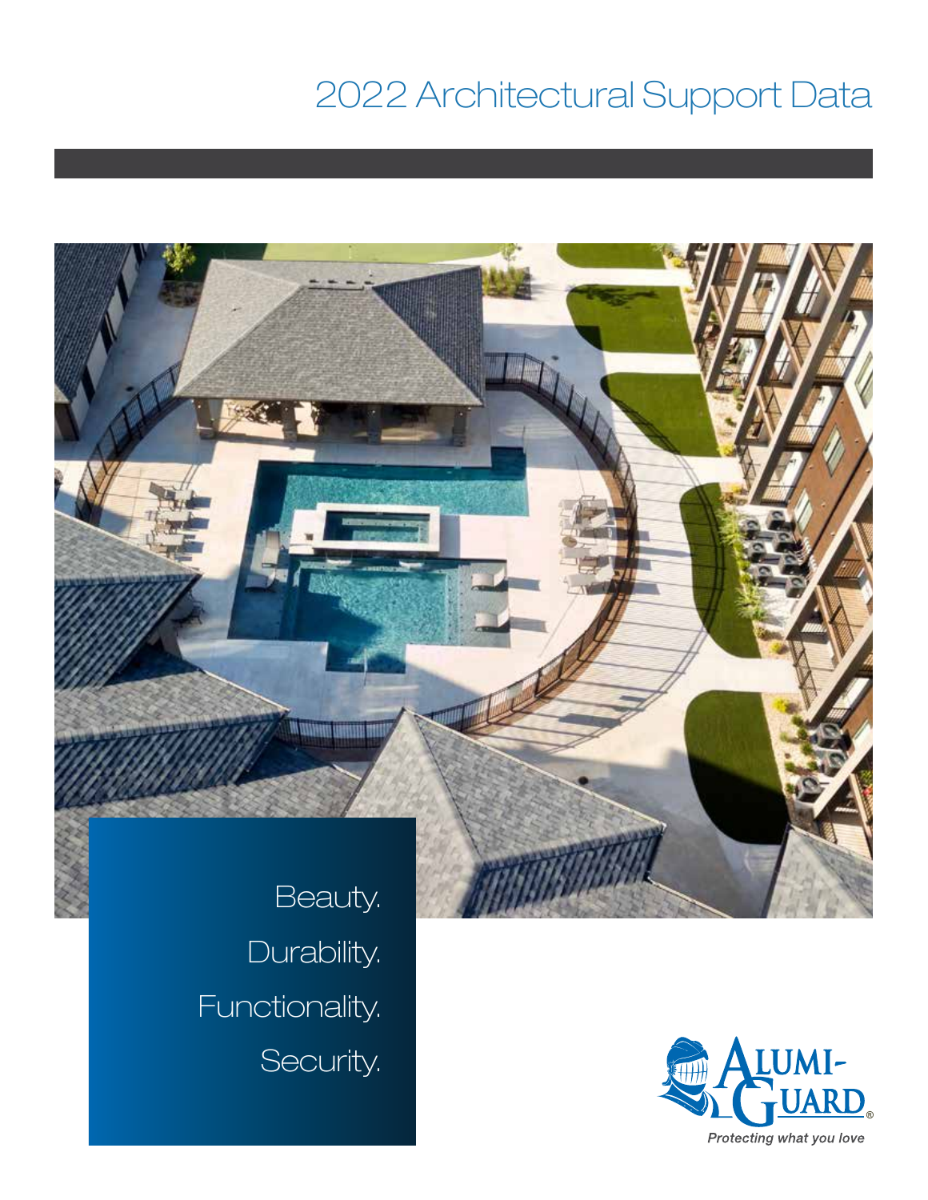# 2022 Architectural Support Data

Beauty.

Durability.

Functionality.

Security.

ALUMI-GUARD®

*Protecting what you love*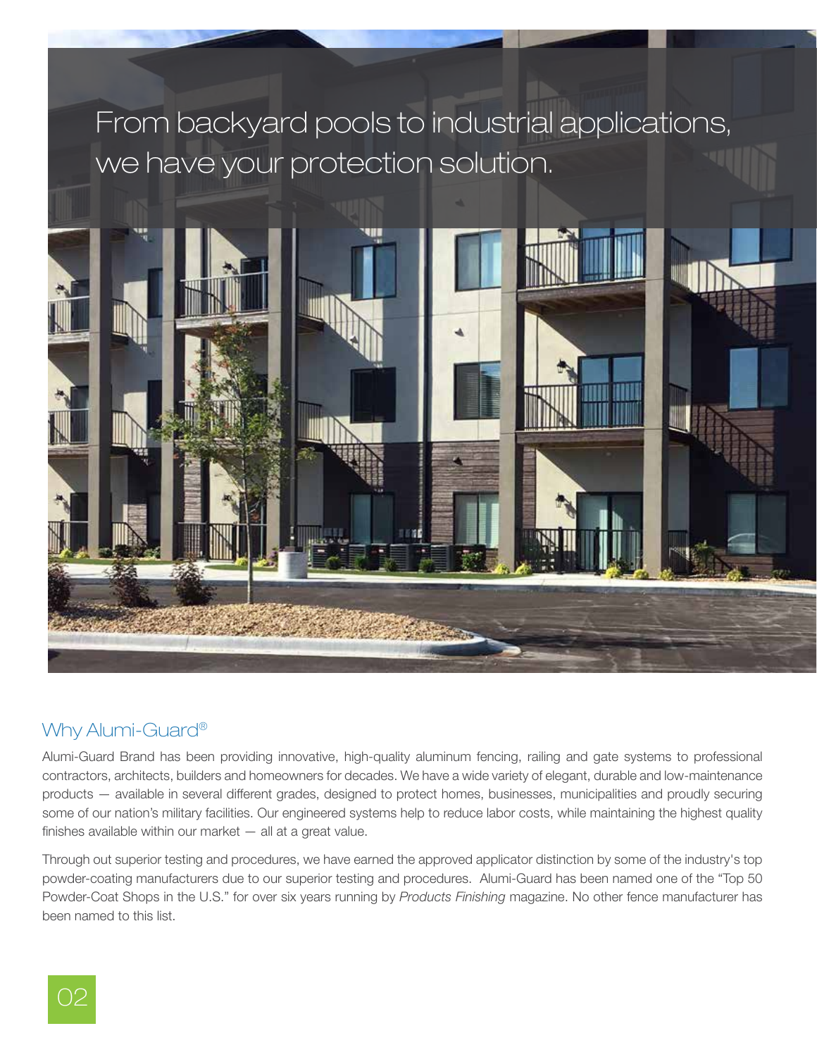From backyard pools to industrial applications, we have your protection solution.

## Why Alumi-Guard®

Alumi-Guard Brand has been providing innovative, high-quality aluminum fencing, railing and gate systems to professional contractors, architects, builders and homeowners for decades. We have a wide variety of elegant, durable and low-maintenance products — available in several different grades, designed to protect homes, businesses, municipalities and proudly securing some of our nation's military facilities. Our engineered systems help to reduce labor costs, while maintaining the highest quality finishes available within our market — all at a great value.

Through out superior testing and procedures, we have earned the approved applicator distinction by some of the industry's top powder-coating manufacturers due to our superior testing and procedures. Alumi-Guard has been named one of the "Top 50 Powder-Coat Shops in the U.S." for over six years running by *Products Finishing* magazine. No other fence manufacturer has been named to this list.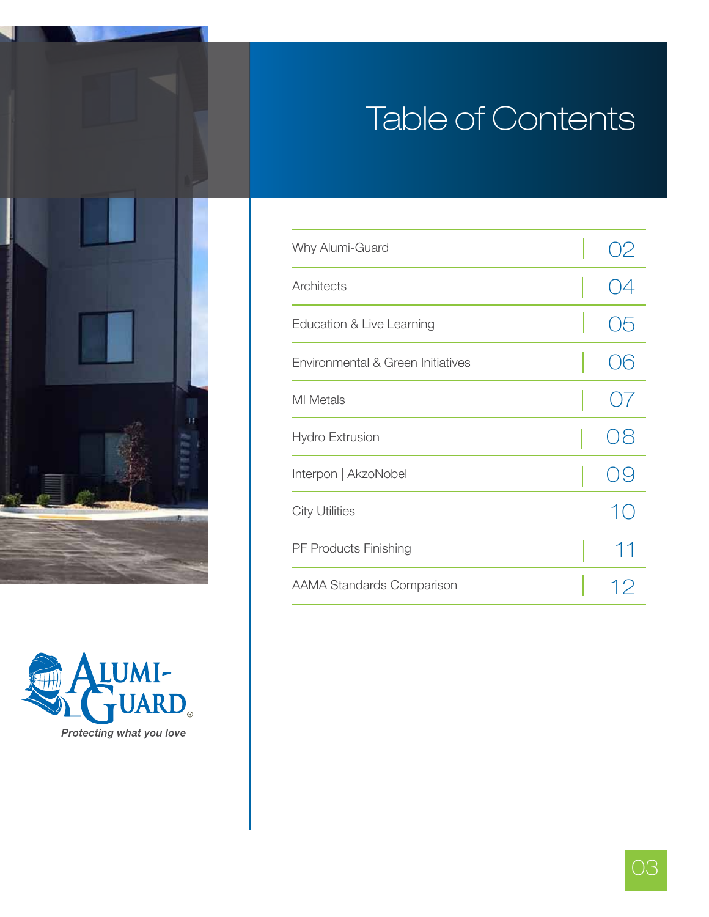# Table of Contents

| Section | Page |
|---|---|
| Why Alumi-Guard | 02 |
| Architects | 04 |
| Education & Live Learning | 05 |
| Environmental & Green Initiatives | 06 |
| MI Metals | 07 |
| Hydro Extrusion | 08 |
| Interpon \| AkzoNobel | 09 |
| City Utilities | 10 |
| PF Products Finishing | 11 |
| AAMA Standards Comparison | 12 |

ALUMI-GUARD®

*Protecting what you love*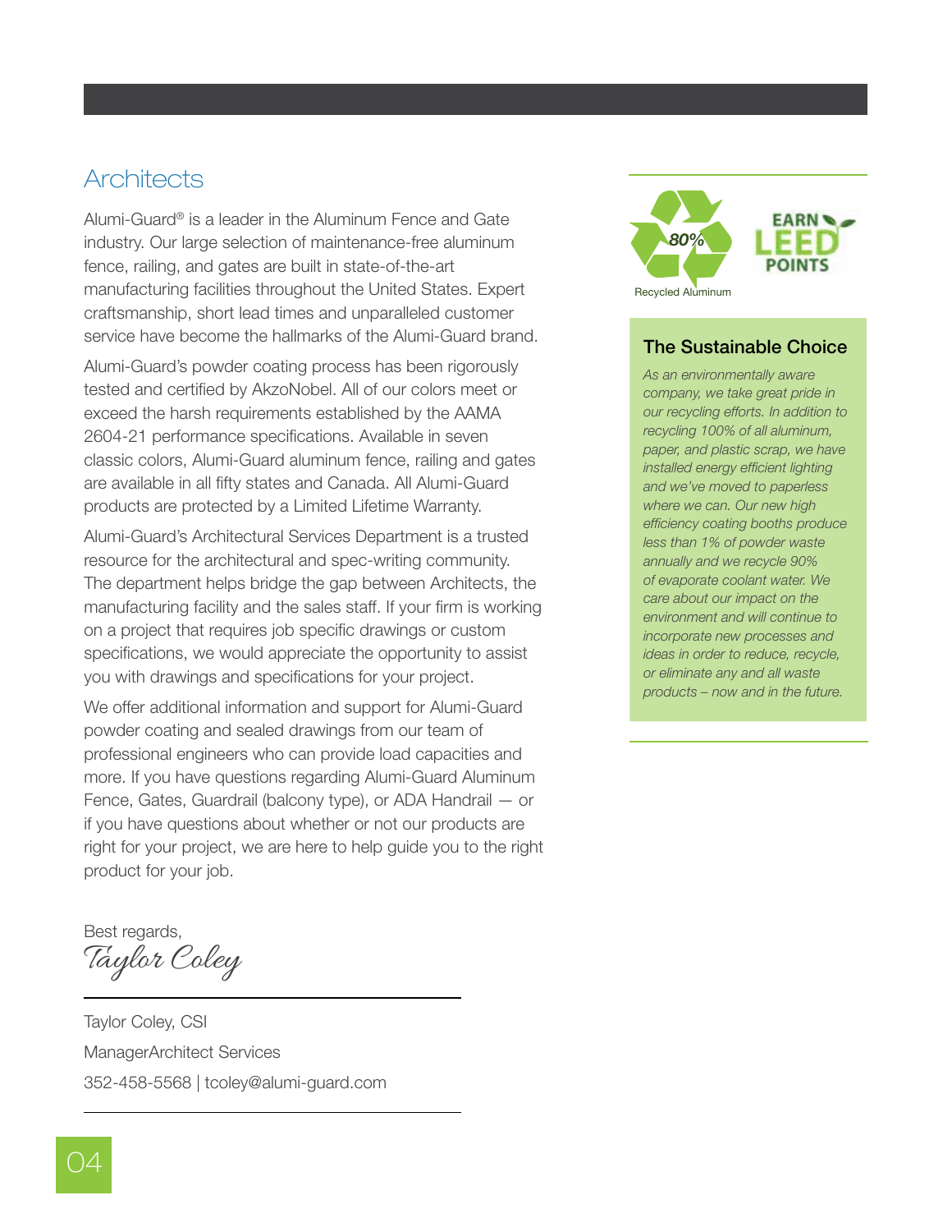## Architects

Alumi-Guard® is a leader in the Aluminum Fence and Gate industry. Our large selection of maintenance-free aluminum fence, railing, and gates are built in state-of-the-art manufacturing facilities throughout the United States. Expert craftsmanship, short lead times and unparalleled customer service have become the hallmarks of the Alumi-Guard brand.

Alumi-Guard's powder coating process has been rigorously tested and certified by AkzoNobel. All of our colors meet or exceed the harsh requirements established by the AAMA 2604-21 performance specifications. Available in seven classic colors, Alumi-Guard aluminum fence, railing and gates are available in all fifty states and Canada. All Alumi-Guard products are protected by a Limited Lifetime Warranty.

Alumi-Guard's Architectural Services Department is a trusted resource for the architectural and spec-writing community. The department helps bridge the gap between Architects, the manufacturing facility and the sales staff. If your firm is working on a project that requires job specific drawings or custom specifications, we would appreciate the opportunity to assist you with drawings and specifications for your project.

We offer additional information and support for Alumi-Guard powder coating and sealed drawings from our team of professional engineers who can provide load capacities and more. If you have questions regarding Alumi-Guard Aluminum Fence, Gates, Guardrail (balcony type), or ADA Handrail — or if you have questions about whether or not our products are right for your project, we are here to help guide you to the right product for your job.

Best regards,

*Taylor Coley*

Taylor Coley, CSI

ManagerArchitect Services

352-458-5568 | tcoley@alumi-guard.com

80%

Recycled Aluminum

EARN LEED POINTS

### The Sustainable Choice

*As an environmentally aware company, we take great pride in our recycling efforts. In addition to recycling 100% of all aluminum, paper, and plastic scrap, we have installed energy efficient lighting and we've moved to paperless where we can. Our new high efficiency coating booths produce less than 1% of powder waste annually and we recycle 90% of evaporate coolant water. We care about our impact on the environment and will continue to incorporate new processes and ideas in order to reduce, recycle, or eliminate any and all waste products – now and in the future.*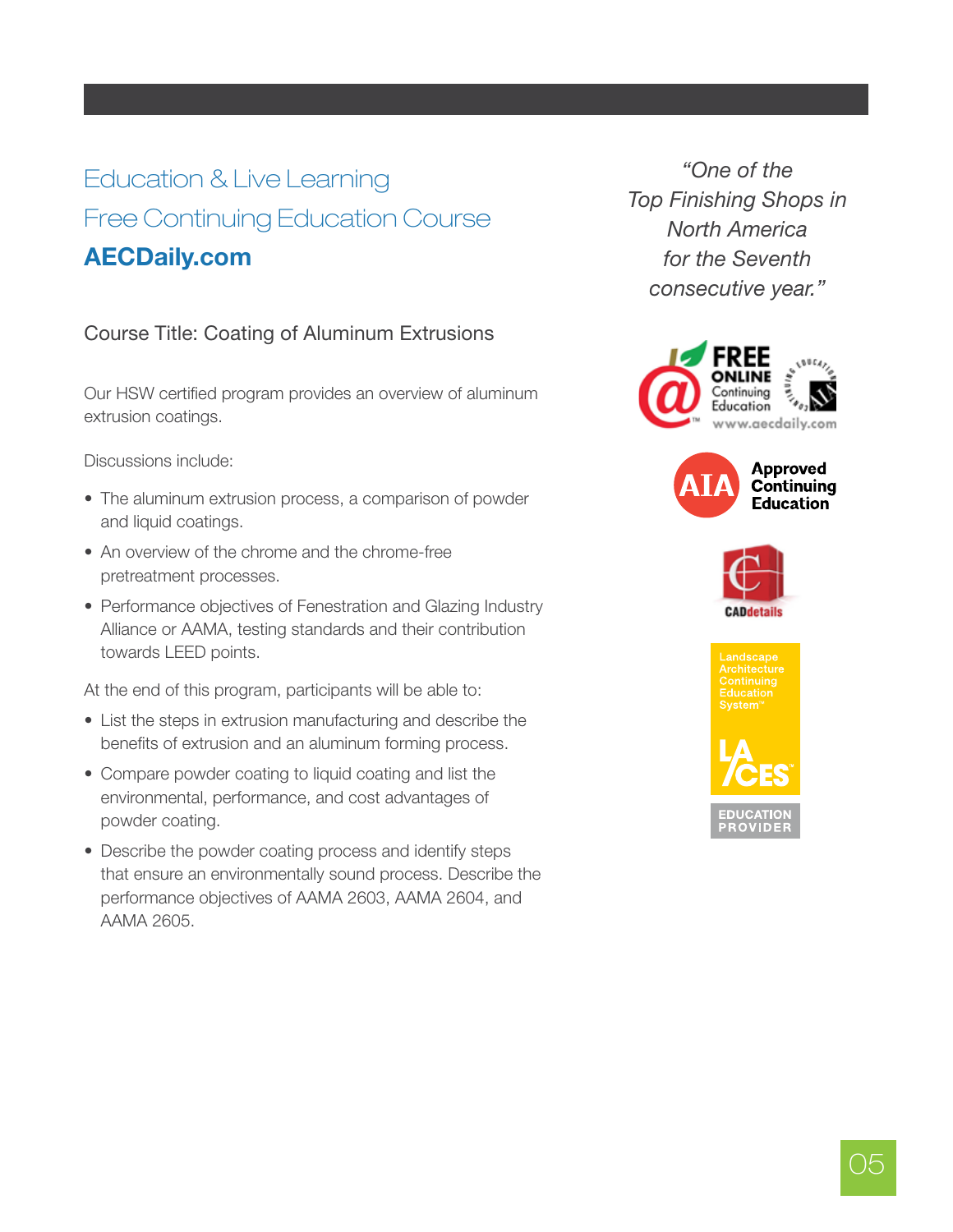# Education & Live Learning

## Free Continuing Education Course

## **AECDaily.com**

Course Title: Coating of Aluminum Extrusions

Our HSW certified program provides an overview of aluminum extrusion coatings.

Discussions include:

- The aluminum extrusion process, a comparison of powder and liquid coatings.
- An overview of the chrome and the chrome-free pretreatment processes.
- Performance objectives of Fenestration and Glazing Industry Alliance or AAMA, testing standards and their contribution towards LEED points.

At the end of this program, participants will be able to:

- List the steps in extrusion manufacturing and describe the benefits of extrusion and an aluminum forming process.
- Compare powder coating to liquid coating and list the environmental, performance, and cost advantages of powder coating.
- Describe the powder coating process and identify steps that ensure an environmentally sound process. Describe the performance objectives of AAMA 2603, AAMA 2604, and AAMA 2605.

*"One of the Top Finishing Shops in North America for the Seventh consecutive year."*

FREE ONLINE Continuing Education
www.aecdaily.com

AIA Approved Continuing Education

CADdetails

Landscape Architecture Continuing Education System™
LA CES™
EDUCATION PROVIDER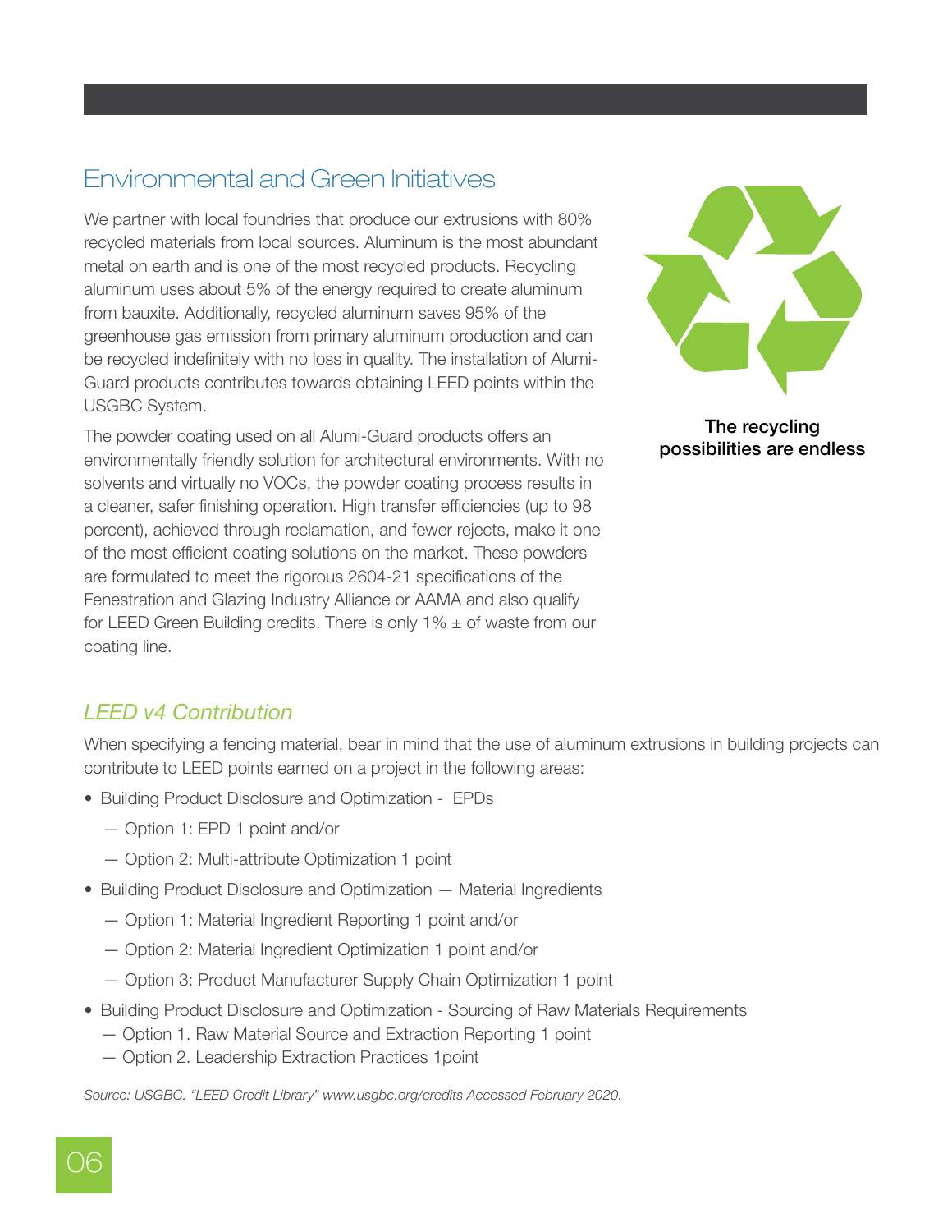## Environmental and Green Initiatives

We partner with local foundries that produce our extrusions with 80% recycled materials from local sources. Aluminum is the most abundant metal on earth and is one of the most recycled products. Recycling aluminum uses about 5% of the energy required to create aluminum from bauxite. Additionally, recycled aluminum saves 95% of the greenhouse gas emission from primary aluminum production and can be recycled indefinitely with no loss in quality. The installation of Alumi-Guard products contributes towards obtaining LEED points within the USGBC System.

The powder coating used on all Alumi-Guard products offers an environmentally friendly solution for architectural environments. With no solvents and virtually no VOCs, the powder coating process results in a cleaner, safer finishing operation. High transfer efficiencies (up to 98 percent), achieved through reclamation, and fewer rejects, make it one of the most efficient coating solutions on the market. These powders are formulated to meet the rigorous 2604-21 specifications of the Fenestration and Glazing Industry Alliance or AAMA and also qualify for LEED Green Building credits. There is only 1% ± of waste from our coating line.

**The recycling possibilities are endless**

### *LEED v4 Contribution*

When specifying a fencing material, bear in mind that the use of aluminum extrusions in building projects can contribute to LEED points earned on a project in the following areas:

- Building Product Disclosure and Optimization - EPDs
  - — Option 1: EPD 1 point and/or
  - — Option 2: Multi-attribute Optimization 1 point
- Building Product Disclosure and Optimization — Material Ingredients
  - — Option 1: Material Ingredient Reporting 1 point and/or
  - — Option 2: Material Ingredient Optimization 1 point and/or
  - — Option 3: Product Manufacturer Supply Chain Optimization 1 point
- Building Product Disclosure and Optimization - Sourcing of Raw Materials Requirements
  - — Option 1. Raw Material Source and Extraction Reporting 1 point
  - — Option 2. Leadership Extraction Practices 1point

*Source: USGBC. "LEED Credit Library" www.usgbc.org/credits Accessed February 2020.*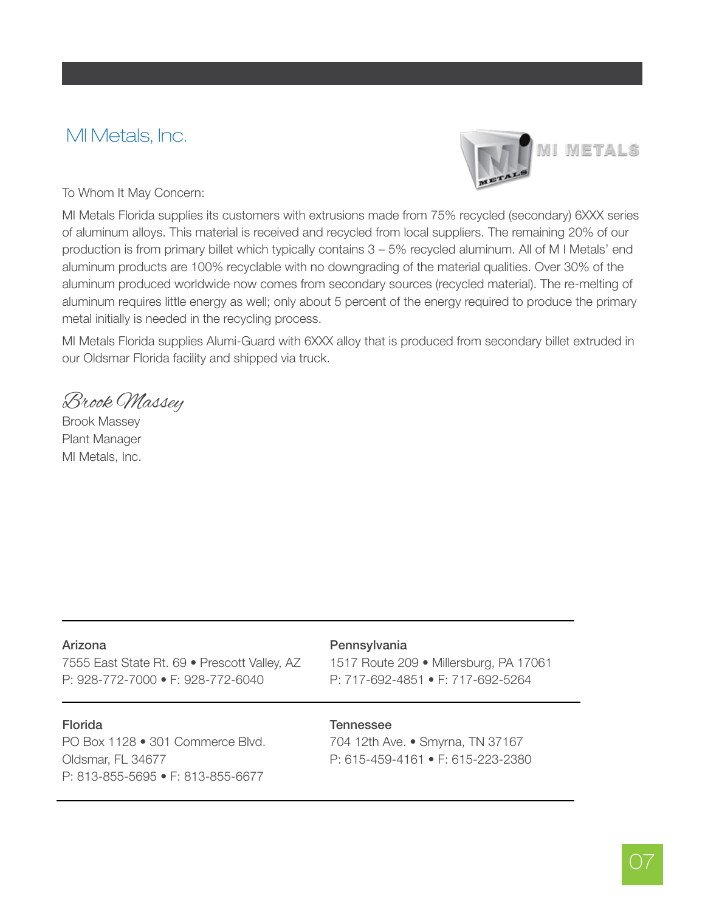# MI Metals, Inc.

To Whom It May Concern:

MI Metals Florida supplies its customers with extrusions made from 75% recycled (secondary) 6XXX series of aluminum alloys. This material is received and recycled from local suppliers. The remaining 20% of our production is from primary billet which typically contains 3 – 5% recycled aluminum. All of M I Metals' end aluminum products are 100% recyclable with no downgrading of the material qualities. Over 30% of the aluminum produced worldwide now comes from secondary sources (recycled material). The re-melting of aluminum requires little energy as well; only about 5 percent of the energy required to produce the primary metal initially is needed in the recycling process.

MI Metals Florida supplies Alumi-Guard with 6XXX alloy that is produced from secondary billet extruded in our Oldsmar Florida facility and shipped via truck.

*Brook Massey*

Brook Massey
Plant Manager
MI Metals, Inc.

---

**Arizona**
7555 East State Rt. 69 • Prescott Valley, AZ
P: 928-772-7000 • F: 928-772-6040

**Pennsylvania**
1517 Route 209 • Millersburg, PA 17061
P: 717-692-4851 • F: 717-692-5264

---

**Florida**
PO Box 1128 • 301 Commerce Blvd.
Oldsmar, FL 34677
P: 813-855-5695 • F: 813-855-6677

**Tennessee**
704 12th Ave. • Smyrna, TN 37167
P: 615-459-4161 • F: 615-223-2380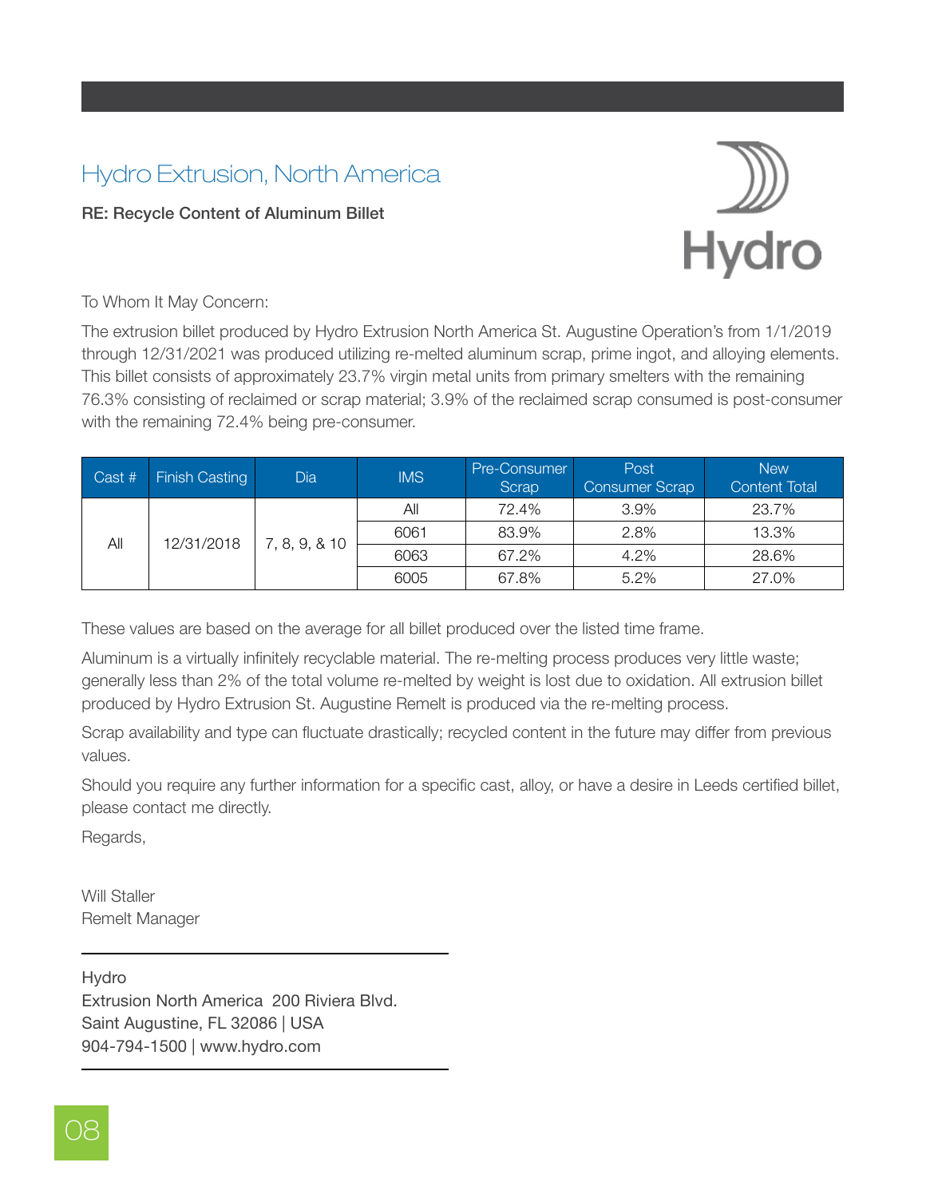# Hydro Extrusion, North America

**RE: Recycle Content of Aluminum Billet**

Hydro

To Whom It May Concern:

The extrusion billet produced by Hydro Extrusion North America St. Augustine Operation's from 1/1/2019 through 12/31/2021 was produced utilizing re-melted aluminum scrap, prime ingot, and alloying elements. This billet consists of approximately 23.7% virgin metal units from primary smelters with the remaining 76.3% consisting of reclaimed or scrap material; 3.9% of the reclaimed scrap consumed is post-consumer with the remaining 72.4% being pre-consumer.

| Cast # | Finish Casting | Dia | IMS | Pre-Consumer Scrap | Post Consumer Scrap | New Content Total |
|---|---|---|---|---|---|---|
| All | 12/31/2018 | 7, 8, 9, & 10 | All | 72.4% | 3.9% | 23.7% |
| | | | 6061 | 83.9% | 2.8% | 13.3% |
| | | | 6063 | 67.2% | 4.2% | 28.6% |
| | | | 6005 | 67.8% | 5.2% | 27.0% |

These values are based on the average for all billet produced over the listed time frame.

Aluminum is a virtually infinitely recyclable material. The re-melting process produces very little waste; generally less than 2% of the total volume re-melted by weight is lost due to oxidation. All extrusion billet produced by Hydro Extrusion St. Augustine Remelt is produced via the re-melting process.

Scrap availability and type can fluctuate drastically; recycled content in the future may differ from previous values.

Should you require any further information for a specific cast, alloy, or have a desire in Leeds certified billet, please contact me directly.

Regards,

Will Staller
Remelt Manager

---

Hydro
Extrusion North America 200 Riviera Blvd.
Saint Augustine, FL 32086 | USA
904-794-1500 | www.hydro.com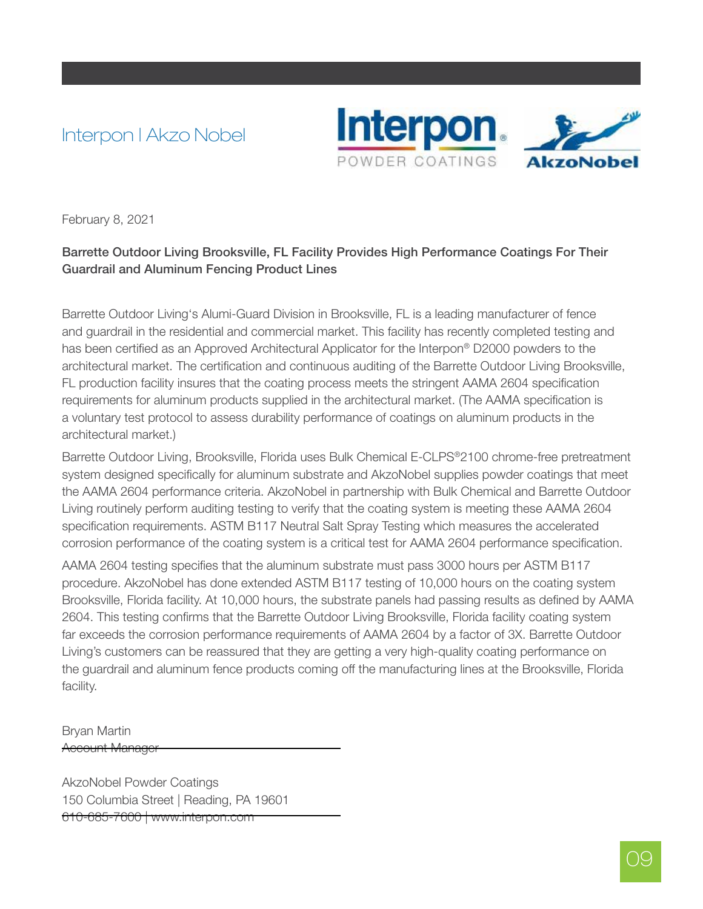Interpon | Akzo Nobel

February 8, 2021

**Barrette Outdoor Living Brooksville, FL Facility Provides High Performance Coatings For Their Guardrail and Aluminum Fencing Product Lines**

Barrette Outdoor Living's Alumi-Guard Division in Brooksville, FL is a leading manufacturer of fence and guardrail in the residential and commercial market. This facility has recently completed testing and has been certified as an Approved Architectural Applicator for the Interpon® D2000 powders to the architectural market. The certification and continuous auditing of the Barrette Outdoor Living Brooksville, FL production facility insures that the coating process meets the stringent AAMA 2604 specification requirements for aluminum products supplied in the architectural market. (The AAMA specification is a voluntary test protocol to assess durability performance of coatings on aluminum products in the architectural market.)

Barrette Outdoor Living, Brooksville, Florida uses Bulk Chemical E-CLPS®2100 chrome-free pretreatment system designed specifically for aluminum substrate and AkzoNobel supplies powder coatings that meet the AAMA 2604 performance criteria. AkzoNobel in partnership with Bulk Chemical and Barrette Outdoor Living routinely perform auditing testing to verify that the coating system is meeting these AAMA 2604 specification requirements. ASTM B117 Neutral Salt Spray Testing which measures the accelerated corrosion performance of the coating system is a critical test for AAMA 2604 performance specification.

AAMA 2604 testing specifies that the aluminum substrate must pass 3000 hours per ASTM B117 procedure. AkzoNobel has done extended ASTM B117 testing of 10,000 hours on the coating system Brooksville, Florida facility. At 10,000 hours, the substrate panels had passing results as defined by AAMA 2604. This testing confirms that the Barrette Outdoor Living Brooksville, Florida facility coating system far exceeds the corrosion performance requirements of AAMA 2604 by a factor of 3X. Barrette Outdoor Living's customers can be reassured that they are getting a very high-quality coating performance on the guardrail and aluminum fence products coming off the manufacturing lines at the Brooksville, Florida facility.

Bryan Martin
Account Manager

AkzoNobel Powder Coatings
150 Columbia Street | Reading, PA 19601
610-685-7600 | www.interpon.com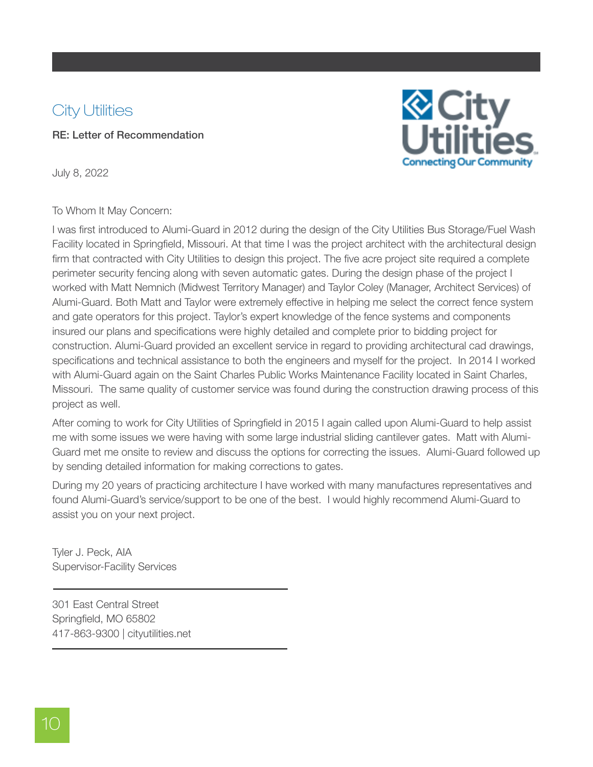## City Utilities

**RE: Letter of Recommendation**

July 8, 2022

To Whom It May Concern:

I was first introduced to Alumi-Guard in 2012 during the design of the City Utilities Bus Storage/Fuel Wash Facility located in Springfield, Missouri. At that time I was the project architect with the architectural design firm that contracted with City Utilities to design this project. The five acre project site required a complete perimeter security fencing along with seven automatic gates. During the design phase of the project I worked with Matt Nemnich (Midwest Territory Manager) and Taylor Coley (Manager, Architect Services) of Alumi-Guard. Both Matt and Taylor were extremely effective in helping me select the correct fence system and gate operators for this project. Taylor's expert knowledge of the fence systems and components insured our plans and specifications were highly detailed and complete prior to bidding project for construction. Alumi-Guard provided an excellent service in regard to providing architectural cad drawings, specifications and technical assistance to both the engineers and myself for the project. In 2014 I worked with Alumi-Guard again on the Saint Charles Public Works Maintenance Facility located in Saint Charles, Missouri. The same quality of customer service was found during the construction drawing process of this project as well.

After coming to work for City Utilities of Springfield in 2015 I again called upon Alumi-Guard to help assist me with some issues we were having with some large industrial sliding cantilever gates. Matt with Alumi-Guard met me onsite to review and discuss the options for correcting the issues. Alumi-Guard followed up by sending detailed information for making corrections to gates.

During my 20 years of practicing architecture I have worked with many manufactures representatives and found Alumi-Guard's service/support to be one of the best. I would highly recommend Alumi-Guard to assist you on your next project.

Tyler J. Peck, AIA
Supervisor-Facility Services

301 East Central Street
Springfield, MO 65802
417-863-9300 | cityutilities.net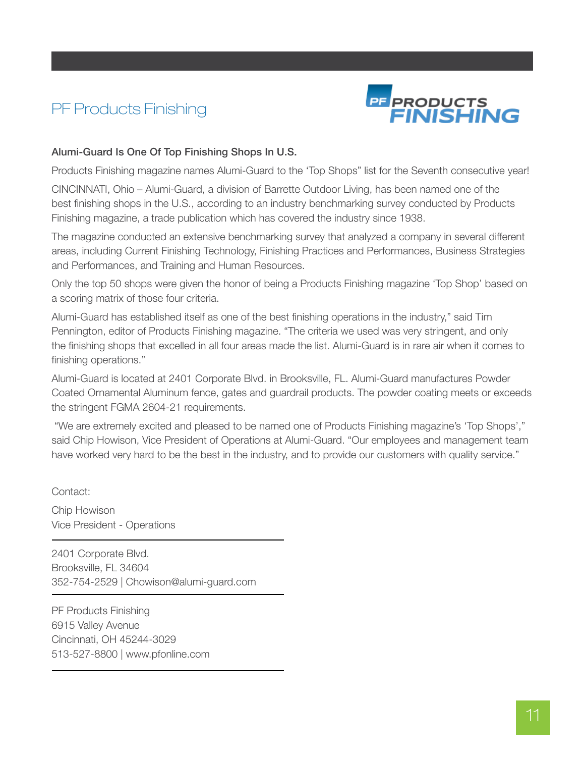# PF Products Finishing

### Alumi-Guard Is One Of Top Finishing Shops In U.S.

Products Finishing magazine names Alumi-Guard to the 'Top Shops" list for the Seventh consecutive year!

CINCINNATI, Ohio – Alumi-Guard, a division of Barrette Outdoor Living, has been named one of the best finishing shops in the U.S., according to an industry benchmarking survey conducted by Products Finishing magazine, a trade publication which has covered the industry since 1938.

The magazine conducted an extensive benchmarking survey that analyzed a company in several different areas, including Current Finishing Technology, Finishing Practices and Performances, Business Strategies and Performances, and Training and Human Resources.

Only the top 50 shops were given the honor of being a Products Finishing magazine 'Top Shop' based on a scoring matrix of those four criteria.

Alumi-Guard has established itself as one of the best finishing operations in the industry," said Tim Pennington, editor of Products Finishing magazine. "The criteria we used was very stringent, and only the finishing shops that excelled in all four areas made the list. Alumi-Guard is in rare air when it comes to finishing operations."

Alumi-Guard is located at 2401 Corporate Blvd. in Brooksville, FL. Alumi-Guard manufactures Powder Coated Ornamental Aluminum fence, gates and guardrail products. The powder coating meets or exceeds the stringent FGMA 2604-21 requirements.

"We are extremely excited and pleased to be named one of Products Finishing magazine's 'Top Shops'," said Chip Howison, Vice President of Operations at Alumi-Guard. "Our employees and management team have worked very hard to be the best in the industry, and to provide our customers with quality service."

Contact:

Chip Howison
Vice President - Operations

---

2401 Corporate Blvd.
Brooksville, FL 34604
352-754-2529 | Chowison@alumi-guard.com

---

PF Products Finishing
6915 Valley Avenue
Cincinnati, OH 45244-3029
513-527-8800 | www.pfonline.com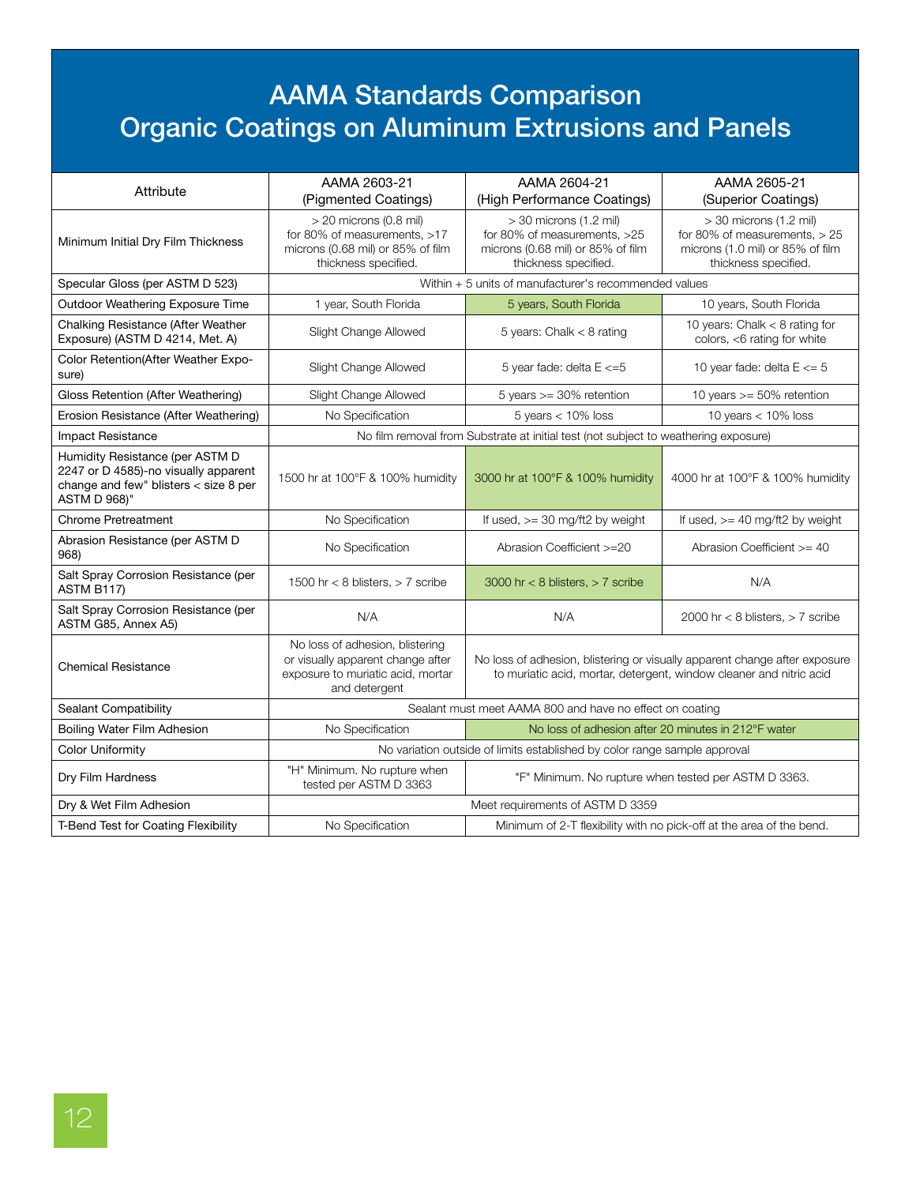# AAMA Standards Comparison
# Organic Coatings on Aluminum Extrusions and Panels

| Attribute | AAMA 2603-21 (Pigmented Coatings) | AAMA 2604-21 (High Performance Coatings) | AAMA 2605-21 (Superior Coatings) |
|---|---|---|---|
| Minimum Initial Dry Film Thickness | > 20 microns (0.8 mil) for 80% of measurements, >17 microns (0.68 mil) or 85% of film thickness specified. | > 30 microns (1.2 mil) for 80% of measurements, >25 microns (0.68 mil) or 85% of film thickness specified. | > 30 microns (1.2 mil) for 80% of measurements, > 25 microns (1.0 mil) or 85% of film thickness specified. |
| Specular Gloss (per ASTM D 523) | Within + 5 units of manufacturer's recommended values | | |
| Outdoor Weathering Exposure Time | 1 year, South Florida | 5 years, South Florida | 10 years, South Florida |
| Chalking Resistance (After Weather Exposure) (ASTM D 4214, Met. A) | Slight Change Allowed | 5 years: Chalk < 8 rating | 10 years: Chalk < 8 rating for colors, <6 rating for white |
| Color Retention(After Weather Exposure) | Slight Change Allowed | 5 year fade: delta E <=5 | 10 year fade: delta E <= 5 |
| Gloss Retention (After Weathering) | Slight Change Allowed | 5 years >= 30% retention | 10 years >= 50% retention |
| Erosion Resistance (After Weathering) | No Specification | 5 years < 10% loss | 10 years < 10% loss |
| Impact Resistance | No film removal from Substrate at initial test (not subject to weathering exposure) | | |
| Humidity Resistance (per ASTM D 2247 or D 4585)-no visually apparent change and few" blisters < size 8 per ASTM D 968)" | 1500 hr at 100°F & 100% humidity | 3000 hr at 100°F & 100% humidity | 4000 hr at 100°F & 100% humidity |
| Chrome Pretreatment | No Specification | If used, >= 30 mg/ft2 by weight | If used, >= 40 mg/ft2 by weight |
| Abrasion Resistance (per ASTM D 968) | No Specification | Abrasion Coefficient >=20 | Abrasion Coefficient >= 40 |
| Salt Spray Corrosion Resistance (per ASTM B117) | 1500 hr < 8 blisters, > 7 scribe | 3000 hr < 8 blisters, > 7 scribe | N/A |
| Salt Spray Corrosion Resistance (per ASTM G85, Annex A5) | N/A | N/A | 2000 hr < 8 blisters, > 7 scribe |
| Chemical Resistance | No loss of adhesion, blistering or visually apparent change after exposure to muriatic acid, mortar and detergent | No loss of adhesion, blistering or visually apparent change after exposure to muriatic acid, mortar, detergent, window cleaner and nitric acid | |
| Sealant Compatibility | Sealant must meet AAMA 800 and have no effect on coating | | |
| Boiling Water Film Adhesion | No Specification | No loss of adhesion after 20 minutes in 212°F water | |
| Color Uniformity | No variation outside of limits established by color range sample approval | | |
| Dry Film Hardness | "H" Minimum. No rupture when tested per ASTM D 3363 | "F" Minimum. No rupture when tested per ASTM D 3363. | |
| Dry & Wet Film Adhesion | Meet requirements of ASTM D 3359 | | |
| T-Bend Test for Coating Flexibility | No Specification | Minimum of 2-T flexibility with no pick-off at the area of the bend. | |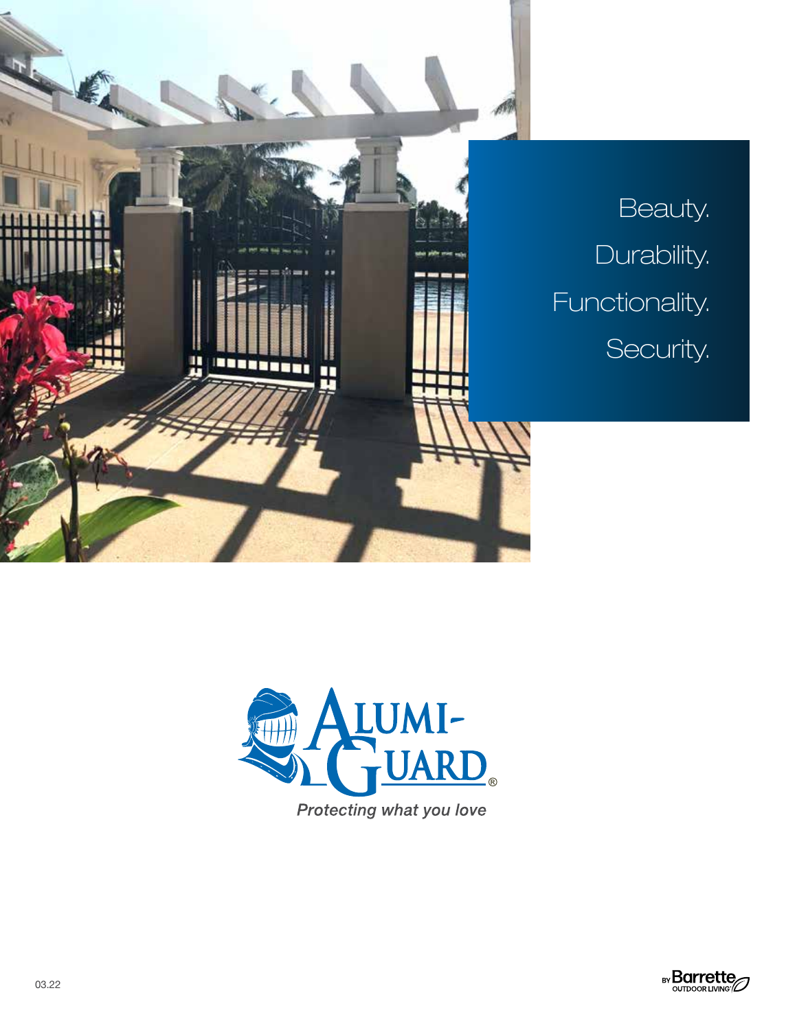Beauty.

Durability.

Functionality.

Security.

ALUMI-GUARD®

*Protecting what you love*

03.22

BY Barrette OUTDOOR LIVING